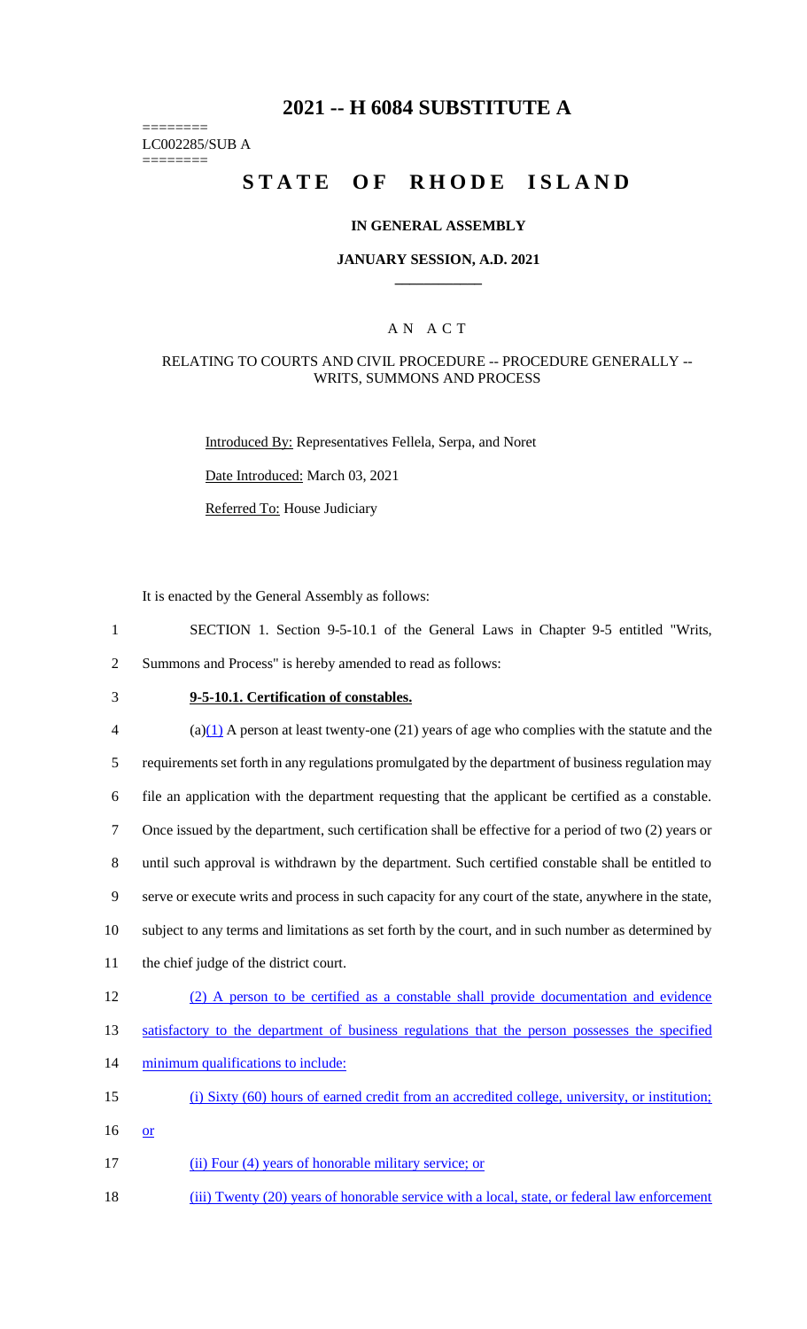# 2021 -- H 6084 SUBSTITUTE A

========
LC002285/SUB A
========

# STATE OF RHODE ISLAND

## IN GENERAL ASSEMBLY

### JANUARY SESSION, A.D. 2021

\_\_\_\_\_\_\_\_\_\_\_\_

## A N A C T

### RELATING TO COURTS AND CIVIL PROCEDURE -- PROCEDURE GENERALLY -- WRITS, SUMMONS AND PROCESS

Introduced By: Representatives Fellela, Serpa, and Noret

Date Introduced: March 03, 2021

Referred To: House Judiciary

It is enacted by the General Assembly as follows:

1 SECTION 1. Section 9-5-10.1 of the General Laws in Chapter 9-5 entitled "Writs,
2 Summons and Process" is hereby amended to read as follows:

3 **9-5-10.1. Certification of constables.**

4 (a)(1) A person at least twenty-one (21) years of age who complies with the statute and the
5 requirements set forth in any regulations promulgated by the department of business regulation may
6 file an application with the department requesting that the applicant be certified as a constable.
7 Once issued by the department, such certification shall be effective for a period of two (2) years or
8 until such approval is withdrawn by the department. Such certified constable shall be entitled to
9 serve or execute writs and process in such capacity for any court of the state, anywhere in the state,
10 subject to any terms and limitations as set forth by the court, and in such number as determined by
11 the chief judge of the district court.

12 (2) A person to be certified as a constable shall provide documentation and evidence
13 satisfactory to the department of business regulations that the person possesses the specified
14 minimum qualifications to include:

15 (i) Sixty (60) hours of earned credit from an accredited college, university, or institution;
16 or

17 (ii) Four (4) years of honorable military service; or

18 (iii) Twenty (20) years of honorable service with a local, state, or federal law enforcement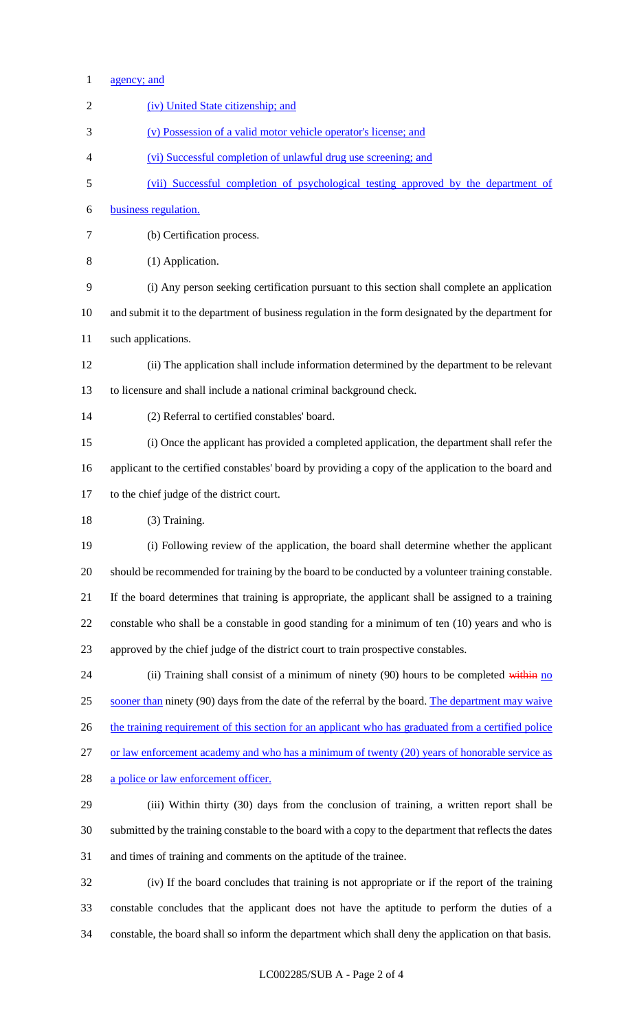agency; and

(iv) United State citizenship; and

(v) Possession of a valid motor vehicle operator's license; and

(vi) Successful completion of unlawful drug use screening; and

(vii) Successful completion of psychological testing approved by the department of business regulation.

(b) Certification process.

(1) Application.

(i) Any person seeking certification pursuant to this section shall complete an application and submit it to the department of business regulation in the form designated by the department for such applications.

(ii) The application shall include information determined by the department to be relevant to licensure and shall include a national criminal background check.

(2) Referral to certified constables' board.

(i) Once the applicant has provided a completed application, the department shall refer the applicant to the certified constables' board by providing a copy of the application to the board and to the chief judge of the district court.

(3) Training.

(i) Following review of the application, the board shall determine whether the applicant should be recommended for training by the board to be conducted by a volunteer training constable. If the board determines that training is appropriate, the applicant shall be assigned to a training constable who shall be a constable in good standing for a minimum of ten (10) years and who is approved by the chief judge of the district court to train prospective constables.

(ii) Training shall consist of a minimum of ninety (90) hours to be completed ~~within~~ no sooner than ninety (90) days from the date of the referral by the board. The department may waive the training requirement of this section for an applicant who has graduated from a certified police or law enforcement academy and who has a minimum of twenty (20) years of honorable service as a police or law enforcement officer.

(iii) Within thirty (30) days from the conclusion of training, a written report shall be submitted by the training constable to the board with a copy to the department that reflects the dates and times of training and comments on the aptitude of the trainee.

(iv) If the board concludes that training is not appropriate or if the report of the training constable concludes that the applicant does not have the aptitude to perform the duties of a constable, the board shall so inform the department which shall deny the application on that basis.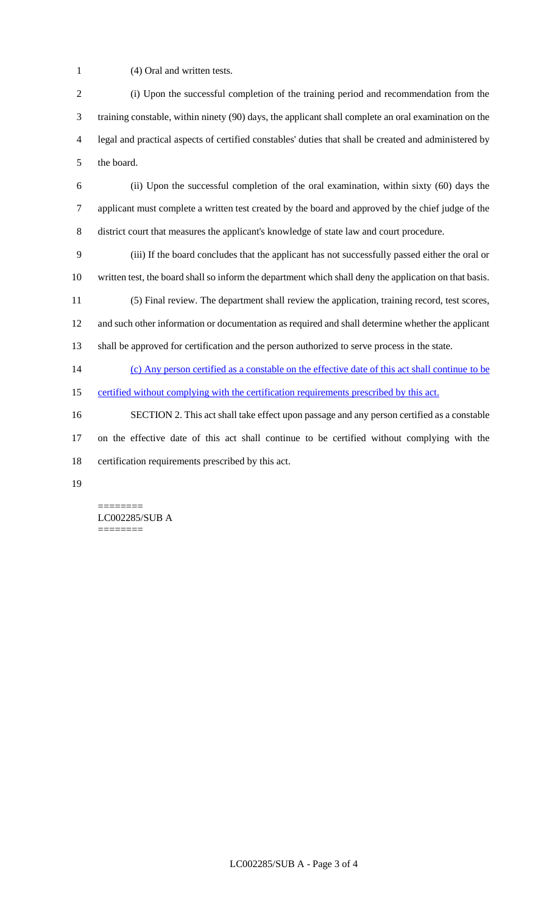(4) Oral and written tests.

(i) Upon the successful completion of the training period and recommendation from the training constable, within ninety (90) days, the applicant shall complete an oral examination on the legal and practical aspects of certified constables' duties that shall be created and administered by the board.

(ii) Upon the successful completion of the oral examination, within sixty (60) days the applicant must complete a written test created by the board and approved by the chief judge of the district court that measures the applicant's knowledge of state law and court procedure.

(iii) If the board concludes that the applicant has not successfully passed either the oral or written test, the board shall so inform the department which shall deny the application on that basis.

(5) Final review. The department shall review the application, training record, test scores, and such other information or documentation as required and shall determine whether the applicant shall be approved for certification and the person authorized to serve process in the state.

<u>(c) Any person certified as a constable on the effective date of this act shall continue to be certified without complying with the certification requirements prescribed by this act.</u>

SECTION 2. This act shall take effect upon passage and any person certified as a constable on the effective date of this act shall continue to be certified without complying with the certification requirements prescribed by this act.

========
LC002285/SUB A
========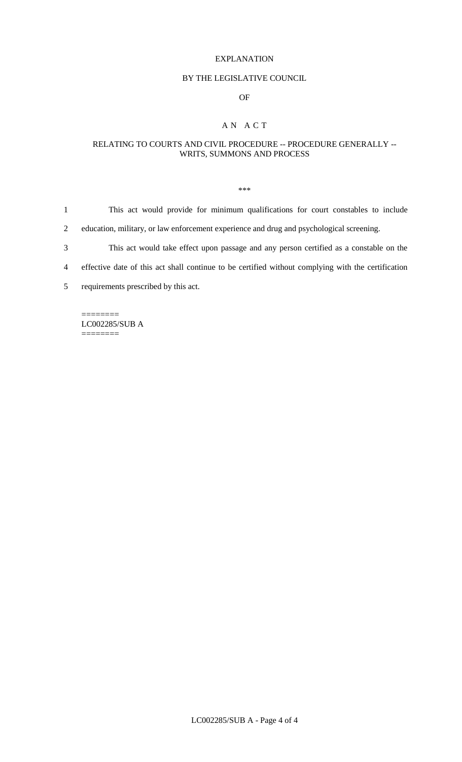EXPLANATION

BY THE LEGISLATIVE COUNCIL

OF

# A N A C T

## RELATING TO COURTS AND CIVIL PROCEDURE -- PROCEDURE GENERALLY -- WRITS, SUMMONS AND PROCESS

\*\*\*

This act would provide for minimum qualifications for court constables to include education, military, or law enforcement experience and drug and psychological screening.

This act would take effect upon passage and any person certified as a constable on the effective date of this act shall continue to be certified without complying with the certification requirements prescribed by this act.

========
LC002285/SUB A
========